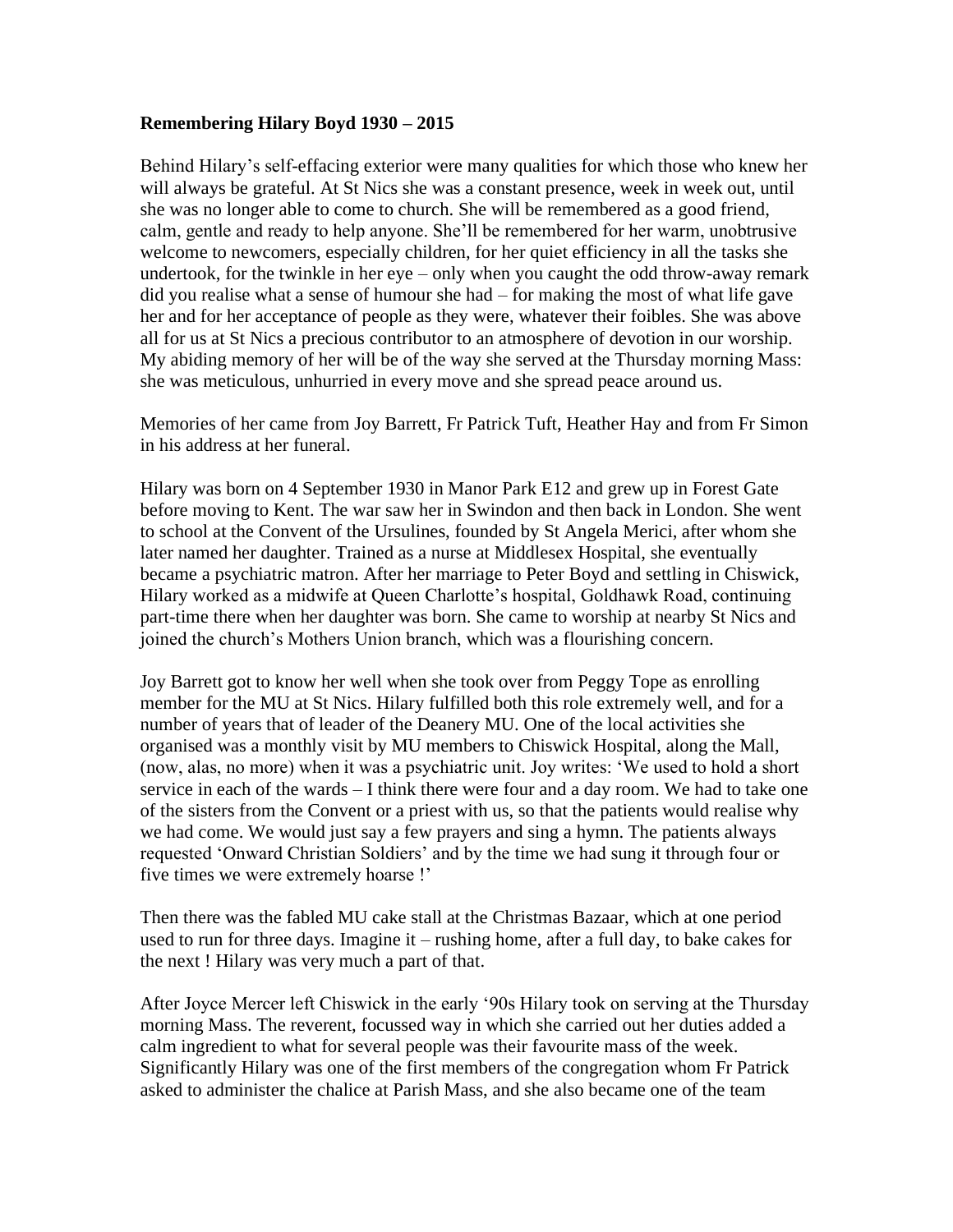**Remembering Hilary Boyd 1930 – 2015**

Behind Hilary's self-effacing exterior were many qualities for which those who knew her will always be grateful. At St Nics she was a constant presence, week in week out, until she was no longer able to come to church. She will be remembered as a good friend, calm, gentle and ready to help anyone. She'll be remembered for her warm, unobtrusive welcome to newcomers, especially children, for her quiet efficiency in all the tasks she undertook, for the twinkle in her eye – only when you caught the odd throw-away remark did you realise what a sense of humour she had – for making the most of what life gave her and for her acceptance of people as they were, whatever their foibles. She was above all for us at St Nics a precious contributor to an atmosphere of devotion in our worship. My abiding memory of her will be of the way she served at the Thursday morning Mass: she was meticulous, unhurried in every move and she spread peace around us.

Memories of her came from Joy Barrett, Fr Patrick Tuft, Heather Hay and from Fr Simon in his address at her funeral.

Hilary was born on 4 September 1930 in Manor Park E12 and grew up in Forest Gate before moving to Kent. The war saw her in Swindon and then back in London. She went to school at the Convent of the Ursulines, founded by St Angela Merici, after whom she later named her daughter. Trained as a nurse at Middlesex Hospital, she eventually became a psychiatric matron. After her marriage to Peter Boyd and settling in Chiswick, Hilary worked as a midwife at Queen Charlotte's hospital, Goldhawk Road, continuing part-time there when her daughter was born. She came to worship at nearby St Nics and joined the church's Mothers Union branch, which was a flourishing concern.

Joy Barrett got to know her well when she took over from Peggy Tope as enrolling member for the MU at St Nics. Hilary fulfilled both this role extremely well, and for a number of years that of leader of the Deanery MU. One of the local activities she organised was a monthly visit by MU members to Chiswick Hospital, along the Mall, (now, alas, no more) when it was a psychiatric unit. Joy writes: 'We used to hold a short service in each of the wards – I think there were four and a day room. We had to take one of the sisters from the Convent or a priest with us, so that the patients would realise why we had come. We would just say a few prayers and sing a hymn. The patients always requested 'Onward Christian Soldiers' and by the time we had sung it through four or five times we were extremely hoarse !'

Then there was the fabled MU cake stall at the Christmas Bazaar, which at one period used to run for three days. Imagine it – rushing home, after a full day, to bake cakes for the next ! Hilary was very much a part of that.

After Joyce Mercer left Chiswick in the early '90s Hilary took on serving at the Thursday morning Mass. The reverent, focussed way in which she carried out her duties added a calm ingredient to what for several people was their favourite mass of the week. Significantly Hilary was one of the first members of the congregation whom Fr Patrick asked to administer the chalice at Parish Mass, and she also became one of the team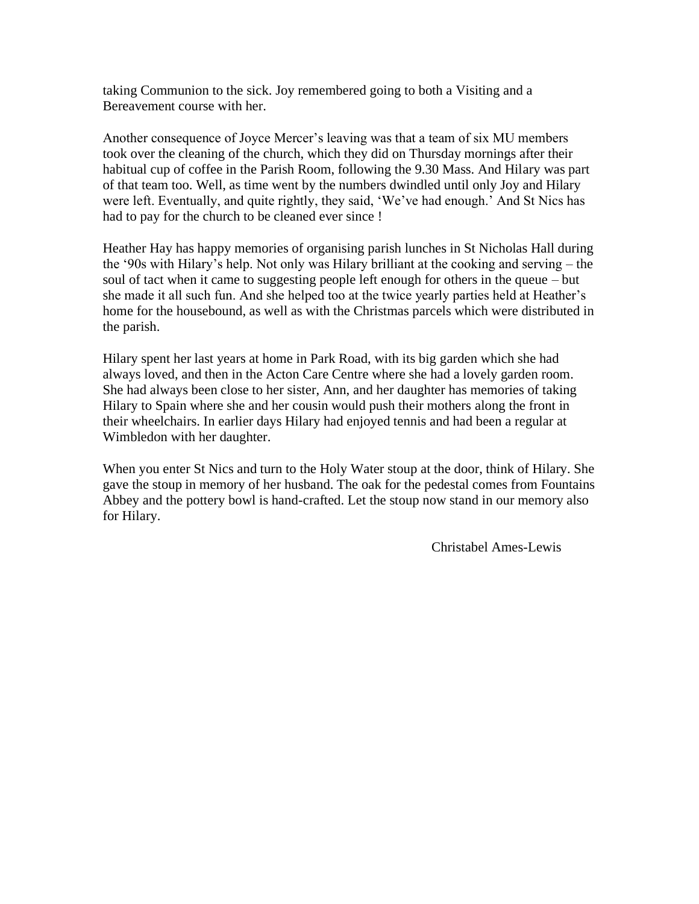taking Communion to the sick. Joy remembered going to both a Visiting and a Bereavement course with her.

Another consequence of Joyce Mercer's leaving was that a team of six MU members took over the cleaning of the church, which they did on Thursday mornings after their habitual cup of coffee in the Parish Room, following the 9.30 Mass. And Hilary was part of that team too. Well, as time went by the numbers dwindled until only Joy and Hilary were left. Eventually, and quite rightly, they said, 'We've had enough.' And St Nics has had to pay for the church to be cleaned ever since !

Heather Hay has happy memories of organising parish lunches in St Nicholas Hall during the '90s with Hilary's help. Not only was Hilary brilliant at the cooking and serving – the soul of tact when it came to suggesting people left enough for others in the queue – but she made it all such fun. And she helped too at the twice yearly parties held at Heather's home for the housebound, as well as with the Christmas parcels which were distributed in the parish.

Hilary spent her last years at home in Park Road, with its big garden which she had always loved, and then in the Acton Care Centre where she had a lovely garden room. She had always been close to her sister, Ann, and her daughter has memories of taking Hilary to Spain where she and her cousin would push their mothers along the front in their wheelchairs. In earlier days Hilary had enjoyed tennis and had been a regular at Wimbledon with her daughter.

When you enter St Nics and turn to the Holy Water stoup at the door, think of Hilary. She gave the stoup in memory of her husband. The oak for the pedestal comes from Fountains Abbey and the pottery bowl is hand-crafted. Let the stoup now stand in our memory also for Hilary.

Christabel Ames-Lewis